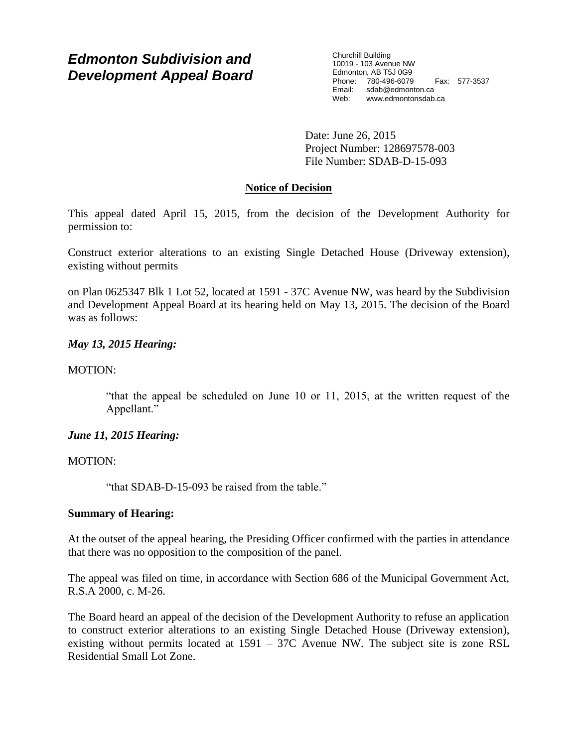# *Edmonton Subdivision and Development Appeal Board*

Churchill Building
10019 - 103 Avenue NW
Edmonton, AB T5J 0G9
Phone: 780-496-6079 Fax: 577-3537
Email: sdab@edmonton.ca
Web: www.edmontonsdab.ca

Date: June 26, 2015
Project Number: 128697578-003
File Number: SDAB-D-15-093

## Notice of Decision

This appeal dated April 15, 2015, from the decision of the Development Authority for permission to:

Construct exterior alterations to an existing Single Detached House (Driveway extension), existing without permits

on Plan 0625347 Blk 1 Lot 52, located at 1591 - 37C Avenue NW, was heard by the Subdivision and Development Appeal Board at its hearing held on May 13, 2015. The decision of the Board was as follows:

***May 13, 2015 Hearing:***

MOTION:

> "that the appeal be scheduled on June 10 or 11, 2015, at the written request of the Appellant."

***June 11, 2015 Hearing:***

MOTION:

> "that SDAB-D-15-093 be raised from the table."

**Summary of Hearing:**

At the outset of the appeal hearing, the Presiding Officer confirmed with the parties in attendance that there was no opposition to the composition of the panel.

The appeal was filed on time, in accordance with Section 686 of the Municipal Government Act, R.S.A 2000, c. M-26.

The Board heard an appeal of the decision of the Development Authority to refuse an application to construct exterior alterations to an existing Single Detached House (Driveway extension), existing without permits located at 1591 – 37C Avenue NW. The subject site is zone RSL Residential Small Lot Zone.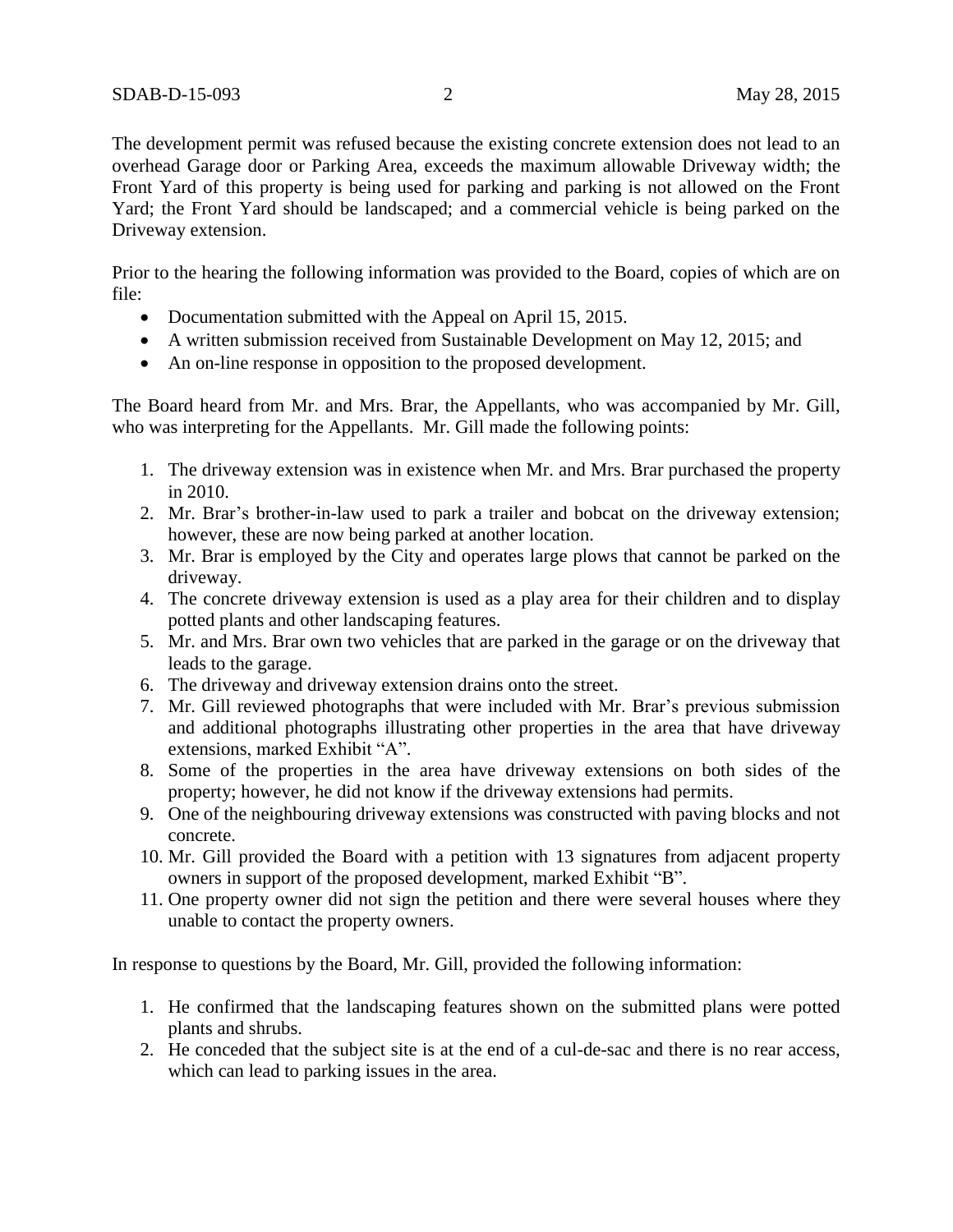The development permit was refused because the existing concrete extension does not lead to an overhead Garage door or Parking Area, exceeds the maximum allowable Driveway width; the Front Yard of this property is being used for parking and parking is not allowed on the Front Yard; the Front Yard should be landscaped; and a commercial vehicle is being parked on the Driveway extension.

Prior to the hearing the following information was provided to the Board, copies of which are on file:

- Documentation submitted with the Appeal on April 15, 2015.
- A written submission received from Sustainable Development on May 12, 2015; and
- An on-line response in opposition to the proposed development.

The Board heard from Mr. and Mrs. Brar, the Appellants, who was accompanied by Mr. Gill, who was interpreting for the Appellants. Mr. Gill made the following points:

1. The driveway extension was in existence when Mr. and Mrs. Brar purchased the property in 2010.
2. Mr. Brar's brother-in-law used to park a trailer and bobcat on the driveway extension; however, these are now being parked at another location.
3. Mr. Brar is employed by the City and operates large plows that cannot be parked on the driveway.
4. The concrete driveway extension is used as a play area for their children and to display potted plants and other landscaping features.
5. Mr. and Mrs. Brar own two vehicles that are parked in the garage or on the driveway that leads to the garage.
6. The driveway and driveway extension drains onto the street.
7. Mr. Gill reviewed photographs that were included with Mr. Brar's previous submission and additional photographs illustrating other properties in the area that have driveway extensions, marked Exhibit "A".
8. Some of the properties in the area have driveway extensions on both sides of the property; however, he did not know if the driveway extensions had permits.
9. One of the neighbouring driveway extensions was constructed with paving blocks and not concrete.
10. Mr. Gill provided the Board with a petition with 13 signatures from adjacent property owners in support of the proposed development, marked Exhibit "B".
11. One property owner did not sign the petition and there were several houses where they unable to contact the property owners.

In response to questions by the Board, Mr. Gill, provided the following information:

1. He confirmed that the landscaping features shown on the submitted plans were potted plants and shrubs.
2. He conceded that the subject site is at the end of a cul-de-sac and there is no rear access, which can lead to parking issues in the area.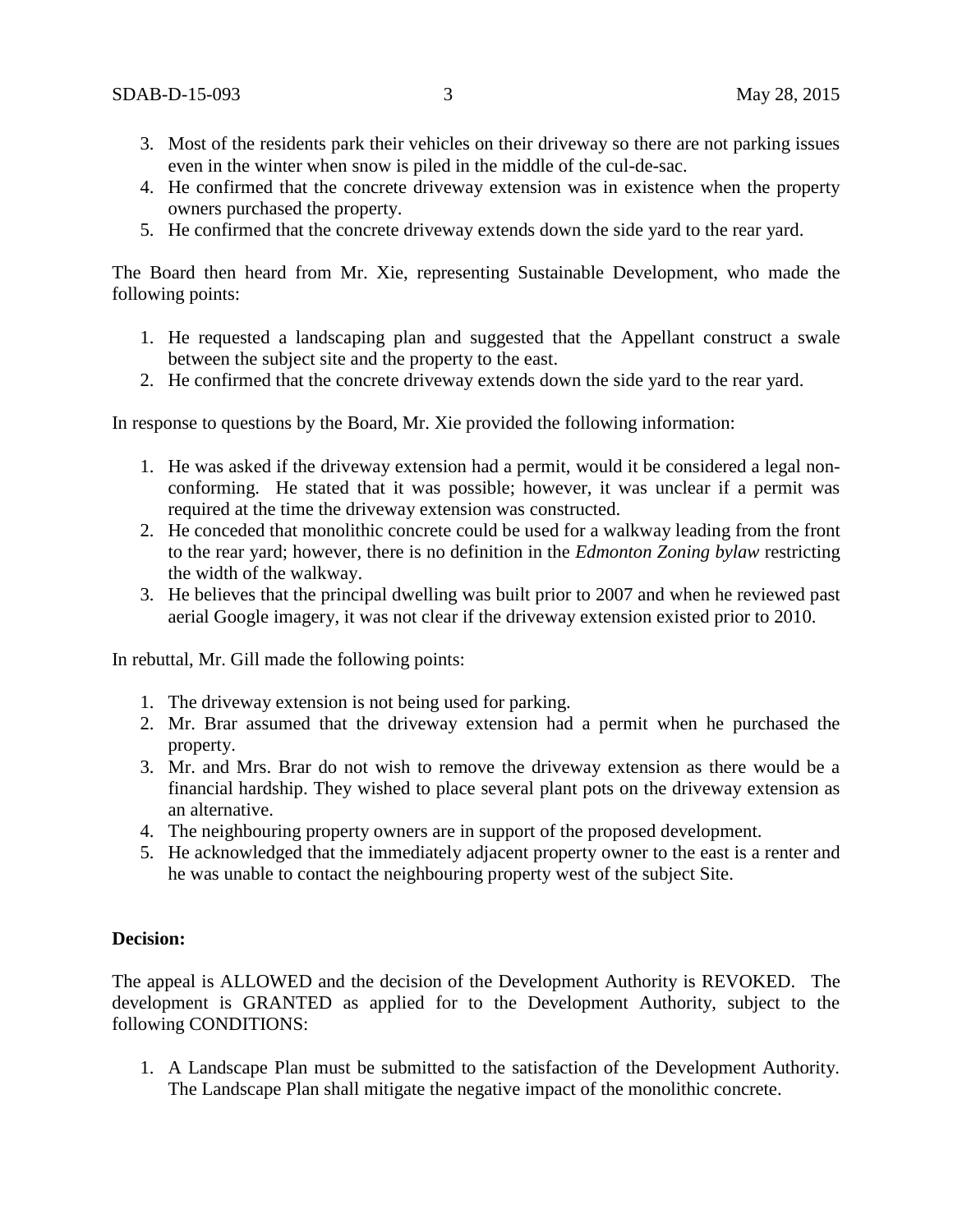3. Most of the residents park their vehicles on their driveway so there are not parking issues even in the winter when snow is piled in the middle of the cul-de-sac.
4. He confirmed that the concrete driveway extension was in existence when the property owners purchased the property.
5. He confirmed that the concrete driveway extends down the side yard to the rear yard.

The Board then heard from Mr. Xie, representing Sustainable Development, who made the following points:

1. He requested a landscaping plan and suggested that the Appellant construct a swale between the subject site and the property to the east.
2. He confirmed that the concrete driveway extends down the side yard to the rear yard.

In response to questions by the Board, Mr. Xie provided the following information:

1. He was asked if the driveway extension had a permit, would it be considered a legal non-conforming. He stated that it was possible; however, it was unclear if a permit was required at the time the driveway extension was constructed.
2. He conceded that monolithic concrete could be used for a walkway leading from the front to the rear yard; however, there is no definition in the *Edmonton Zoning bylaw* restricting the width of the walkway.
3. He believes that the principal dwelling was built prior to 2007 and when he reviewed past aerial Google imagery, it was not clear if the driveway extension existed prior to 2010.

In rebuttal, Mr. Gill made the following points:

1. The driveway extension is not being used for parking.
2. Mr. Brar assumed that the driveway extension had a permit when he purchased the property.
3. Mr. and Mrs. Brar do not wish to remove the driveway extension as there would be a financial hardship. They wished to place several plant pots on the driveway extension as an alternative.
4. The neighbouring property owners are in support of the proposed development.
5. He acknowledged that the immediately adjacent property owner to the east is a renter and he was unable to contact the neighbouring property west of the subject Site.

**Decision:**

The appeal is ALLOWED and the decision of the Development Authority is REVOKED. The development is GRANTED as applied for to the Development Authority, subject to the following CONDITIONS:

1. A Landscape Plan must be submitted to the satisfaction of the Development Authority. The Landscape Plan shall mitigate the negative impact of the monolithic concrete.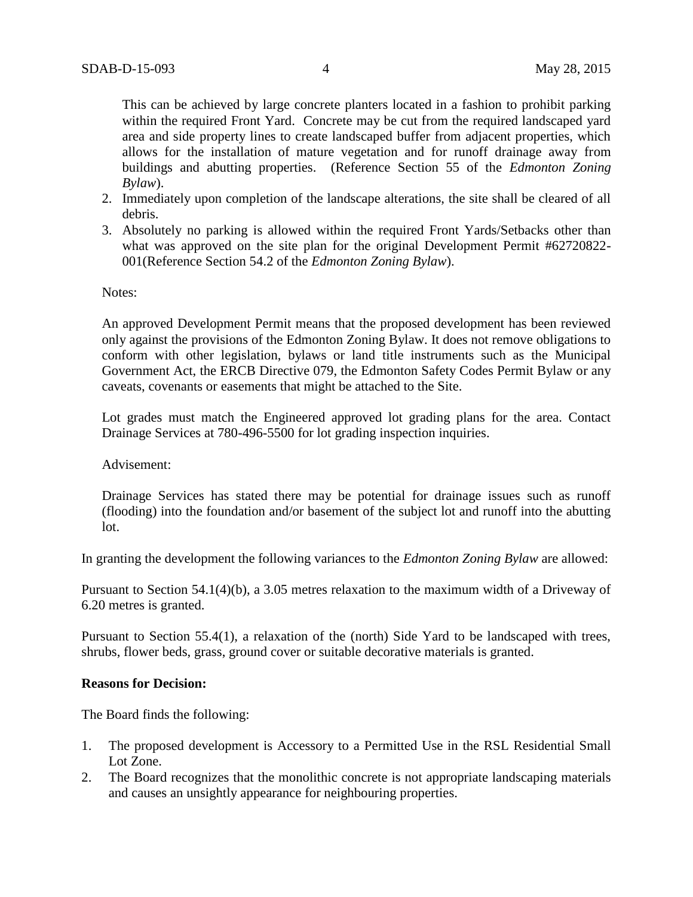This can be achieved by large concrete planters located in a fashion to prohibit parking within the required Front Yard. Concrete may be cut from the required landscaped yard area and side property lines to create landscaped buffer from adjacent properties, which allows for the installation of mature vegetation and for runoff drainage away from buildings and abutting properties. (Reference Section 55 of the *Edmonton Zoning Bylaw*).

2. Immediately upon completion of the landscape alterations, the site shall be cleared of all debris.
3. Absolutely no parking is allowed within the required Front Yards/Setbacks other than what was approved on the site plan for the original Development Permit #62720822-001(Reference Section 54.2 of the *Edmonton Zoning Bylaw*).

Notes:

An approved Development Permit means that the proposed development has been reviewed only against the provisions of the Edmonton Zoning Bylaw. It does not remove obligations to conform with other legislation, bylaws or land title instruments such as the Municipal Government Act, the ERCB Directive 079, the Edmonton Safety Codes Permit Bylaw or any caveats, covenants or easements that might be attached to the Site.

Lot grades must match the Engineered approved lot grading plans for the area. Contact Drainage Services at 780-496-5500 for lot grading inspection inquiries.

Advisement:

Drainage Services has stated there may be potential for drainage issues such as runoff (flooding) into the foundation and/or basement of the subject lot and runoff into the abutting lot.

In granting the development the following variances to the *Edmonton Zoning Bylaw* are allowed:

Pursuant to Section 54.1(4)(b), a 3.05 metres relaxation to the maximum width of a Driveway of 6.20 metres is granted.

Pursuant to Section 55.4(1), a relaxation of the (north) Side Yard to be landscaped with trees, shrubs, flower beds, grass, ground cover or suitable decorative materials is granted.

**Reasons for Decision:**

The Board finds the following:

1. The proposed development is Accessory to a Permitted Use in the RSL Residential Small Lot Zone.
2. The Board recognizes that the monolithic concrete is not appropriate landscaping materials and causes an unsightly appearance for neighbouring properties.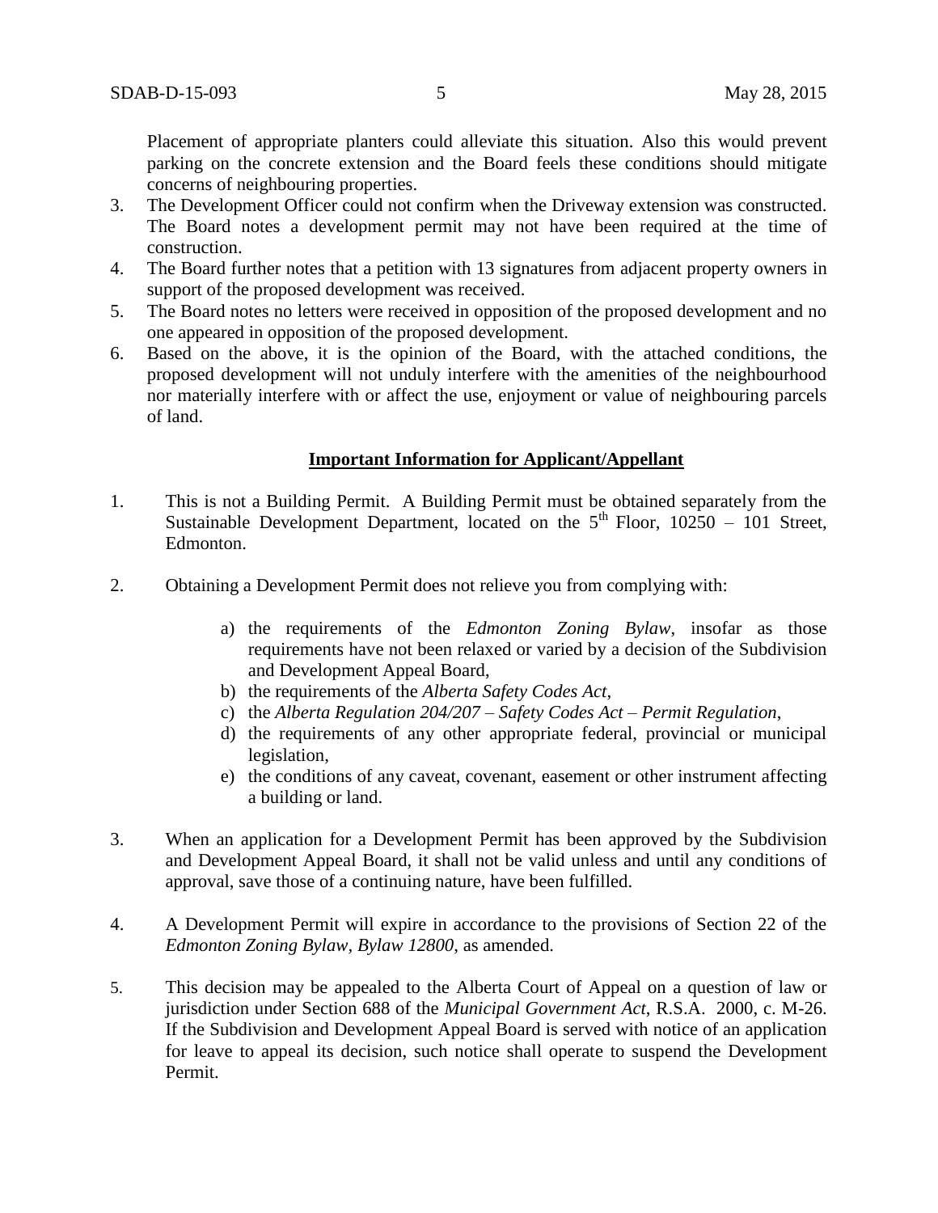Placement of appropriate planters could alleviate this situation. Also this would prevent parking on the concrete extension and the Board feels these conditions should mitigate concerns of neighbouring properties.

3. The Development Officer could not confirm when the Driveway extension was constructed. The Board notes a development permit may not have been required at the time of construction.
4. The Board further notes that a petition with 13 signatures from adjacent property owners in support of the proposed development was received.
5. The Board notes no letters were received in opposition of the proposed development and no one appeared in opposition of the proposed development.
6. Based on the above, it is the opinion of the Board, with the attached conditions, the proposed development will not unduly interfere with the amenities of the neighbourhood nor materially interfere with or affect the use, enjoyment or value of neighbouring parcels of land.

**Important Information for Applicant/Appellant**

1. This is not a Building Permit. A Building Permit must be obtained separately from the Sustainable Development Department, located on the 5th Floor, 10250 – 101 Street, Edmonton.

2. Obtaining a Development Permit does not relieve you from complying with:

    a) the requirements of the *Edmonton Zoning Bylaw*, insofar as those requirements have not been relaxed or varied by a decision of the Subdivision and Development Appeal Board,
    b) the requirements of the *Alberta Safety Codes Act*,
    c) the *Alberta Regulation 204/207 – Safety Codes Act – Permit Regulation*,
    d) the requirements of any other appropriate federal, provincial or municipal legislation,
    e) the conditions of any caveat, covenant, easement or other instrument affecting a building or land.

3. When an application for a Development Permit has been approved by the Subdivision and Development Appeal Board, it shall not be valid unless and until any conditions of approval, save those of a continuing nature, have been fulfilled.

4. A Development Permit will expire in accordance to the provisions of Section 22 of the *Edmonton Zoning Bylaw, Bylaw 12800*, as amended.

5. This decision may be appealed to the Alberta Court of Appeal on a question of law or jurisdiction under Section 688 of the *Municipal Government Act*, R.S.A. 2000, c. M-26. If the Subdivision and Development Appeal Board is served with notice of an application for leave to appeal its decision, such notice shall operate to suspend the Development Permit.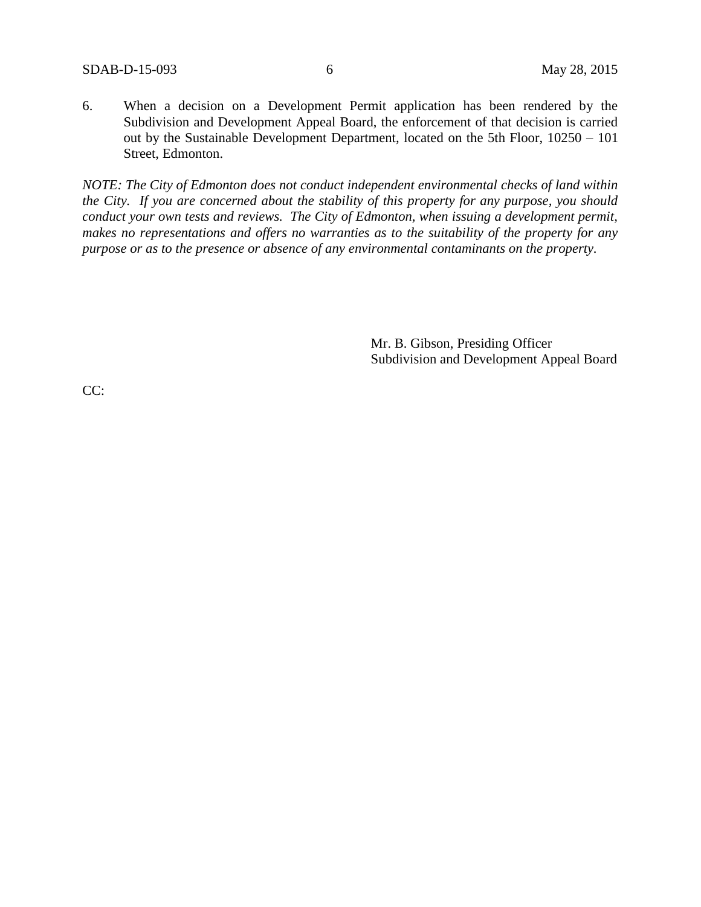6. When a decision on a Development Permit application has been rendered by the Subdivision and Development Appeal Board, the enforcement of that decision is carried out by the Sustainable Development Department, located on the 5th Floor, 10250 – 101 Street, Edmonton.

*NOTE: The City of Edmonton does not conduct independent environmental checks of land within the City. If you are concerned about the stability of this property for any purpose, you should conduct your own tests and reviews. The City of Edmonton, when issuing a development permit, makes no representations and offers no warranties as to the suitability of the property for any purpose or as to the presence or absence of any environmental contaminants on the property.*

Mr. B. Gibson, Presiding Officer
Subdivision and Development Appeal Board

CC: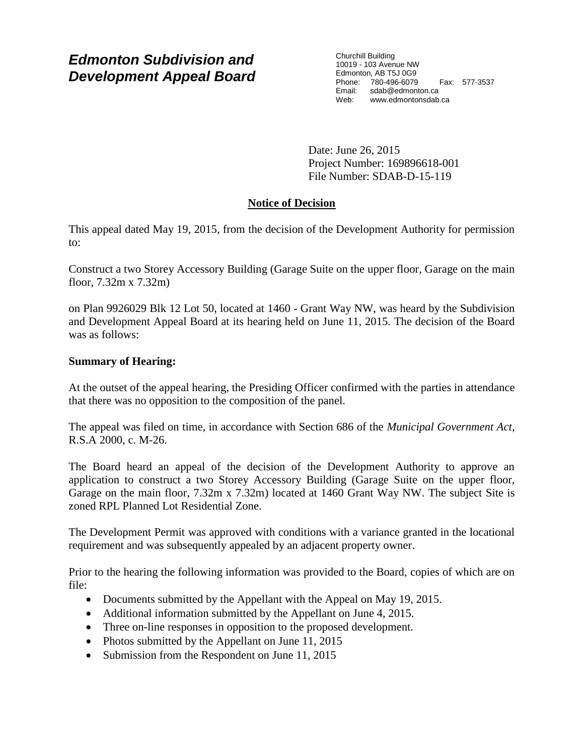# Edmonton Subdivision and Development Appeal Board

Churchill Building
10019 - 103 Avenue NW
Edmonton, AB T5J 0G9
Phone: 780-496-6079 Fax: 577-3537
Email: sdab@edmonton.ca
Web: www.edmontonsdab.ca

Date: June 26, 2015
Project Number: 169896618-001
File Number: SDAB-D-15-119

## Notice of Decision

This appeal dated May 19, 2015, from the decision of the Development Authority for permission to:

Construct a two Storey Accessory Building (Garage Suite on the upper floor, Garage on the main floor, 7.32m x 7.32m)

on Plan 9926029 Blk 12 Lot 50, located at 1460 - Grant Way NW, was heard by the Subdivision and Development Appeal Board at its hearing held on June 11, 2015. The decision of the Board was as follows:

**Summary of Hearing:**

At the outset of the appeal hearing, the Presiding Officer confirmed with the parties in attendance that there was no opposition to the composition of the panel.

The appeal was filed on time, in accordance with Section 686 of the *Municipal Government Act*, R.S.A 2000, c. M-26.

The Board heard an appeal of the decision of the Development Authority to approve an application to construct a two Storey Accessory Building (Garage Suite on the upper floor, Garage on the main floor, 7.32m x 7.32m) located at 1460 Grant Way NW. The subject Site is zoned RPL Planned Lot Residential Zone.

The Development Permit was approved with conditions with a variance granted in the locational requirement and was subsequently appealed by an adjacent property owner.

Prior to the hearing the following information was provided to the Board, copies of which are on file:

- Documents submitted by the Appellant with the Appeal on May 19, 2015.
- Additional information submitted by the Appellant on June 4, 2015.
- Three on-line responses in opposition to the proposed development.
- Photos submitted by the Appellant on June 11, 2015
- Submission from the Respondent on June 11, 2015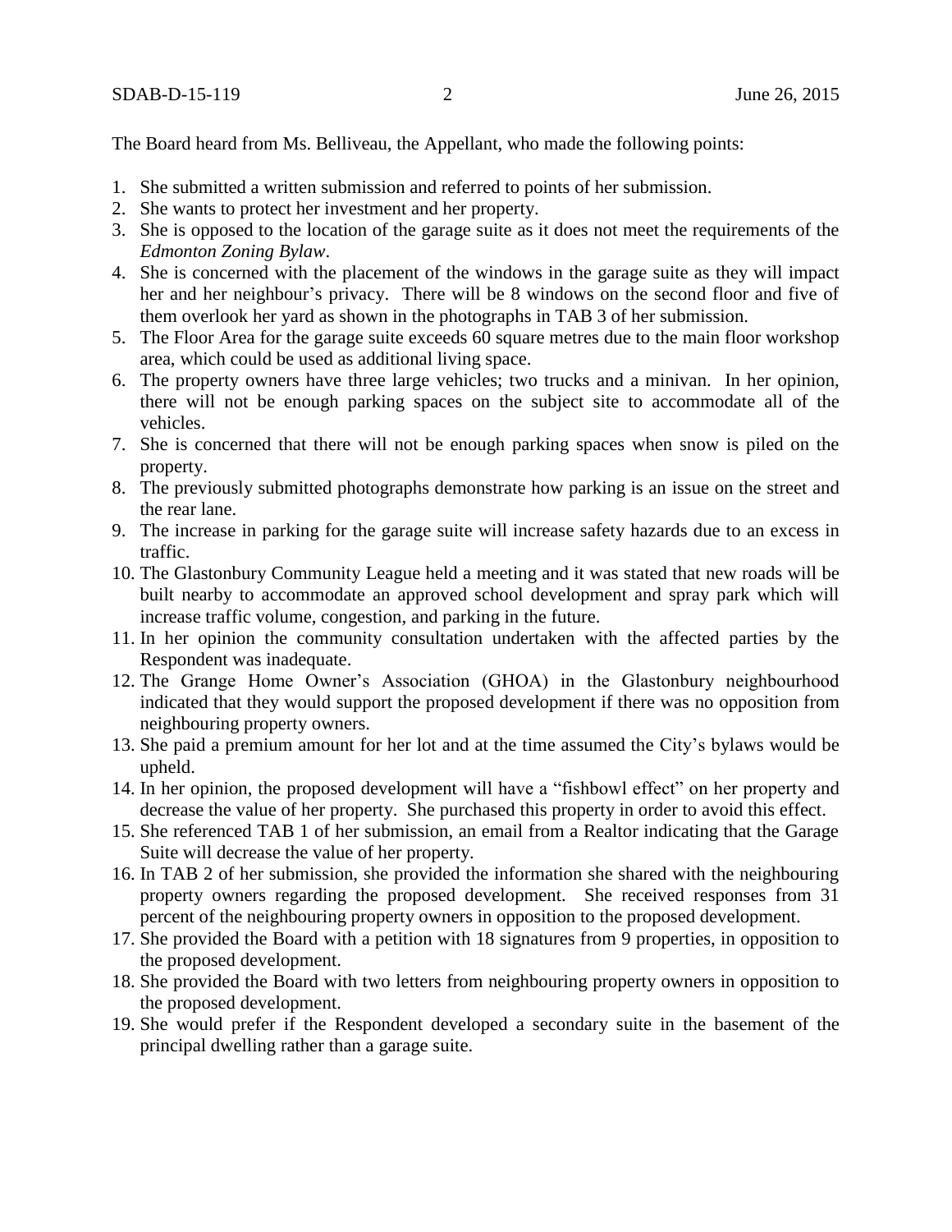The Board heard from Ms. Belliveau, the Appellant, who made the following points:

1. She submitted a written submission and referred to points of her submission.
2. She wants to protect her investment and her property.
3. She is opposed to the location of the garage suite as it does not meet the requirements of the *Edmonton Zoning Bylaw*.
4. She is concerned with the placement of the windows in the garage suite as they will impact her and her neighbour's privacy. There will be 8 windows on the second floor and five of them overlook her yard as shown in the photographs in TAB 3 of her submission.
5. The Floor Area for the garage suite exceeds 60 square metres due to the main floor workshop area, which could be used as additional living space.
6. The property owners have three large vehicles; two trucks and a minivan. In her opinion, there will not be enough parking spaces on the subject site to accommodate all of the vehicles.
7. She is concerned that there will not be enough parking spaces when snow is piled on the property.
8. The previously submitted photographs demonstrate how parking is an issue on the street and the rear lane.
9. The increase in parking for the garage suite will increase safety hazards due to an excess in traffic.
10. The Glastonbury Community League held a meeting and it was stated that new roads will be built nearby to accommodate an approved school development and spray park which will increase traffic volume, congestion, and parking in the future.
11. In her opinion the community consultation undertaken with the affected parties by the Respondent was inadequate.
12. The Grange Home Owner's Association (GHOA) in the Glastonbury neighbourhood indicated that they would support the proposed development if there was no opposition from neighbouring property owners.
13. She paid a premium amount for her lot and at the time assumed the City's bylaws would be upheld.
14. In her opinion, the proposed development will have a "fishbowl effect" on her property and decrease the value of her property. She purchased this property in order to avoid this effect.
15. She referenced TAB 1 of her submission, an email from a Realtor indicating that the Garage Suite will decrease the value of her property.
16. In TAB 2 of her submission, she provided the information she shared with the neighbouring property owners regarding the proposed development. She received responses from 31 percent of the neighbouring property owners in opposition to the proposed development.
17. She provided the Board with a petition with 18 signatures from 9 properties, in opposition to the proposed development.
18. She provided the Board with two letters from neighbouring property owners in opposition to the proposed development.
19. She would prefer if the Respondent developed a secondary suite in the basement of the principal dwelling rather than a garage suite.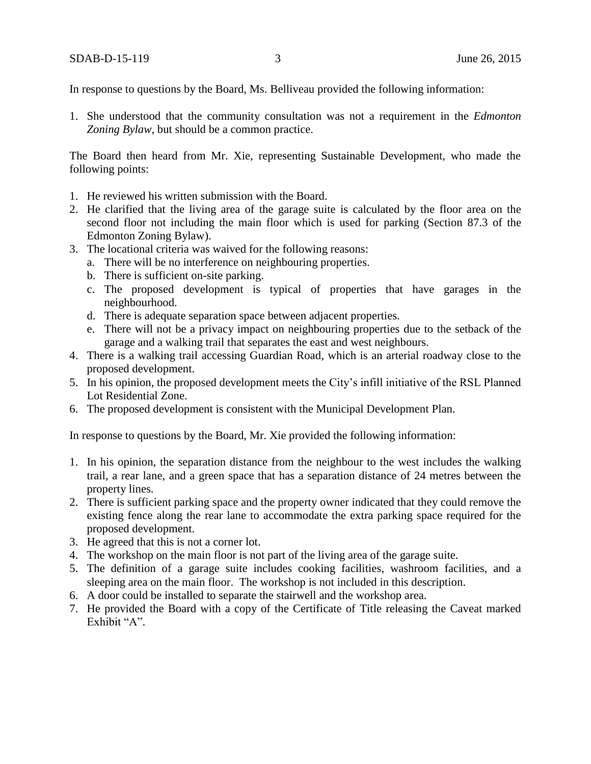In response to questions by the Board, Ms. Belliveau provided the following information:

1. She understood that the community consultation was not a requirement in the *Edmonton Zoning Bylaw*, but should be a common practice.

The Board then heard from Mr. Xie, representing Sustainable Development, who made the following points:

1. He reviewed his written submission with the Board.
2. He clarified that the living area of the garage suite is calculated by the floor area on the second floor not including the main floor which is used for parking (Section 87.3 of the Edmonton Zoning Bylaw).
3. The locational criteria was waived for the following reasons:
   a. There will be no interference on neighbouring properties.
   b. There is sufficient on-site parking.
   c. The proposed development is typical of properties that have garages in the neighbourhood.
   d. There is adequate separation space between adjacent properties.
   e. There will not be a privacy impact on neighbouring properties due to the setback of the garage and a walking trail that separates the east and west neighbours.
4. There is a walking trail accessing Guardian Road, which is an arterial roadway close to the proposed development.
5. In his opinion, the proposed development meets the City's infill initiative of the RSL Planned Lot Residential Zone.
6. The proposed development is consistent with the Municipal Development Plan.

In response to questions by the Board, Mr. Xie provided the following information:

1. In his opinion, the separation distance from the neighbour to the west includes the walking trail, a rear lane, and a green space that has a separation distance of 24 metres between the property lines.
2. There is sufficient parking space and the property owner indicated that they could remove the existing fence along the rear lane to accommodate the extra parking space required for the proposed development.
3. He agreed that this is not a corner lot.
4. The workshop on the main floor is not part of the living area of the garage suite.
5. The definition of a garage suite includes cooking facilities, washroom facilities, and a sleeping area on the main floor. The workshop is not included in this description.
6. A door could be installed to separate the stairwell and the workshop area.
7. He provided the Board with a copy of the Certificate of Title releasing the Caveat marked Exhibit "A".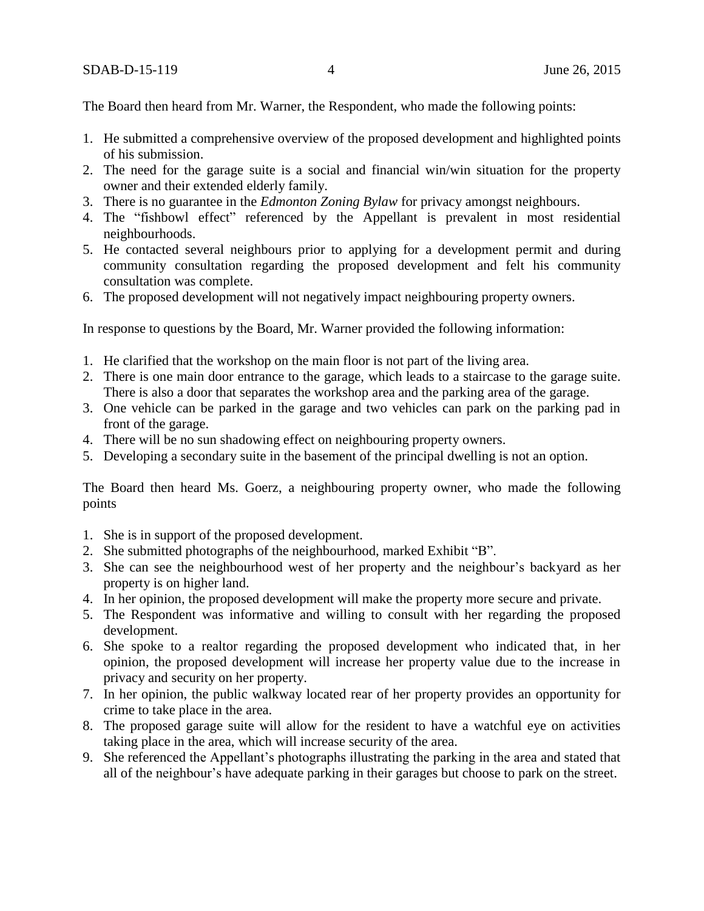The Board then heard from Mr. Warner, the Respondent, who made the following points:

1. He submitted a comprehensive overview of the proposed development and highlighted points of his submission.
2. The need for the garage suite is a social and financial win/win situation for the property owner and their extended elderly family.
3. There is no guarantee in the *Edmonton Zoning Bylaw* for privacy amongst neighbours.
4. The "fishbowl effect" referenced by the Appellant is prevalent in most residential neighbourhoods.
5. He contacted several neighbours prior to applying for a development permit and during community consultation regarding the proposed development and felt his community consultation was complete.
6. The proposed development will not negatively impact neighbouring property owners.

In response to questions by the Board, Mr. Warner provided the following information:

1. He clarified that the workshop on the main floor is not part of the living area.
2. There is one main door entrance to the garage, which leads to a staircase to the garage suite. There is also a door that separates the workshop area and the parking area of the garage.
3. One vehicle can be parked in the garage and two vehicles can park on the parking pad in front of the garage.
4. There will be no sun shadowing effect on neighbouring property owners.
5. Developing a secondary suite in the basement of the principal dwelling is not an option.

The Board then heard Ms. Goerz, a neighbouring property owner, who made the following points

1. She is in support of the proposed development.
2. She submitted photographs of the neighbourhood, marked Exhibit "B".
3. She can see the neighbourhood west of her property and the neighbour's backyard as her property is on higher land.
4. In her opinion, the proposed development will make the property more secure and private.
5. The Respondent was informative and willing to consult with her regarding the proposed development.
6. She spoke to a realtor regarding the proposed development who indicated that, in her opinion, the proposed development will increase her property value due to the increase in privacy and security on her property.
7. In her opinion, the public walkway located rear of her property provides an opportunity for crime to take place in the area.
8. The proposed garage suite will allow for the resident to have a watchful eye on activities taking place in the area, which will increase security of the area.
9. She referenced the Appellant's photographs illustrating the parking in the area and stated that all of the neighbour's have adequate parking in their garages but choose to park on the street.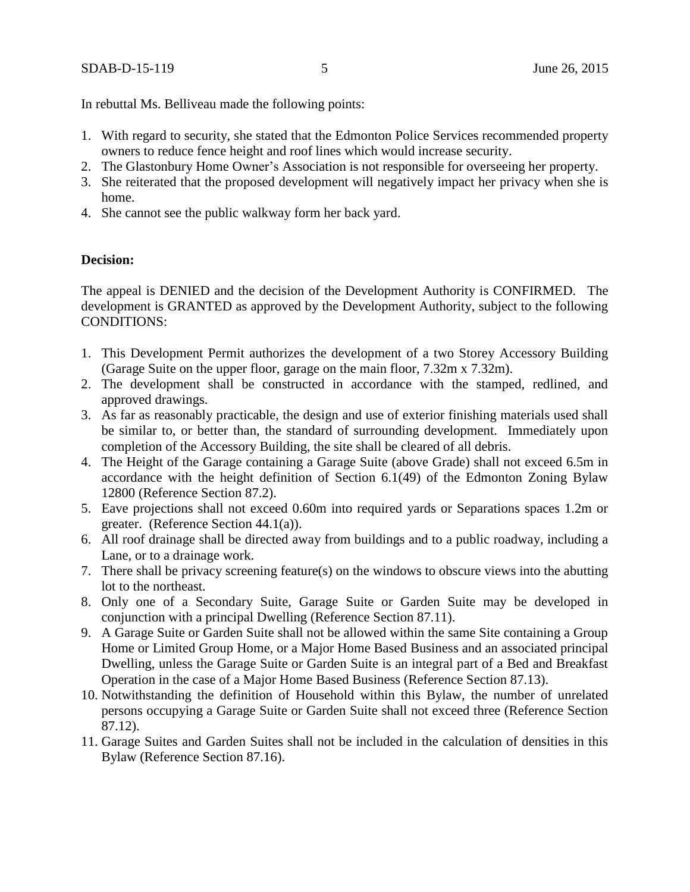In rebuttal Ms. Belliveau made the following points:

1. With regard to security, she stated that the Edmonton Police Services recommended property owners to reduce fence height and roof lines which would increase security.
2. The Glastonbury Home Owner's Association is not responsible for overseeing her property.
3. She reiterated that the proposed development will negatively impact her privacy when she is home.
4. She cannot see the public walkway form her back yard.

**Decision:**

The appeal is DENIED and the decision of the Development Authority is CONFIRMED. The development is GRANTED as approved by the Development Authority, subject to the following CONDITIONS:

1. This Development Permit authorizes the development of a two Storey Accessory Building (Garage Suite on the upper floor, garage on the main floor, 7.32m x 7.32m).
2. The development shall be constructed in accordance with the stamped, redlined, and approved drawings.
3. As far as reasonably practicable, the design and use of exterior finishing materials used shall be similar to, or better than, the standard of surrounding development. Immediately upon completion of the Accessory Building, the site shall be cleared of all debris.
4. The Height of the Garage containing a Garage Suite (above Grade) shall not exceed 6.5m in accordance with the height definition of Section 6.1(49) of the Edmonton Zoning Bylaw 12800 (Reference Section 87.2).
5. Eave projections shall not exceed 0.60m into required yards or Separations spaces 1.2m or greater. (Reference Section 44.1(a)).
6. All roof drainage shall be directed away from buildings and to a public roadway, including a Lane, or to a drainage work.
7. There shall be privacy screening feature(s) on the windows to obscure views into the abutting lot to the northeast.
8. Only one of a Secondary Suite, Garage Suite or Garden Suite may be developed in conjunction with a principal Dwelling (Reference Section 87.11).
9. A Garage Suite or Garden Suite shall not be allowed within the same Site containing a Group Home or Limited Group Home, or a Major Home Based Business and an associated principal Dwelling, unless the Garage Suite or Garden Suite is an integral part of a Bed and Breakfast Operation in the case of a Major Home Based Business (Reference Section 87.13).
10. Notwithstanding the definition of Household within this Bylaw, the number of unrelated persons occupying a Garage Suite or Garden Suite shall not exceed three (Reference Section 87.12).
11. Garage Suites and Garden Suites shall not be included in the calculation of densities in this Bylaw (Reference Section 87.16).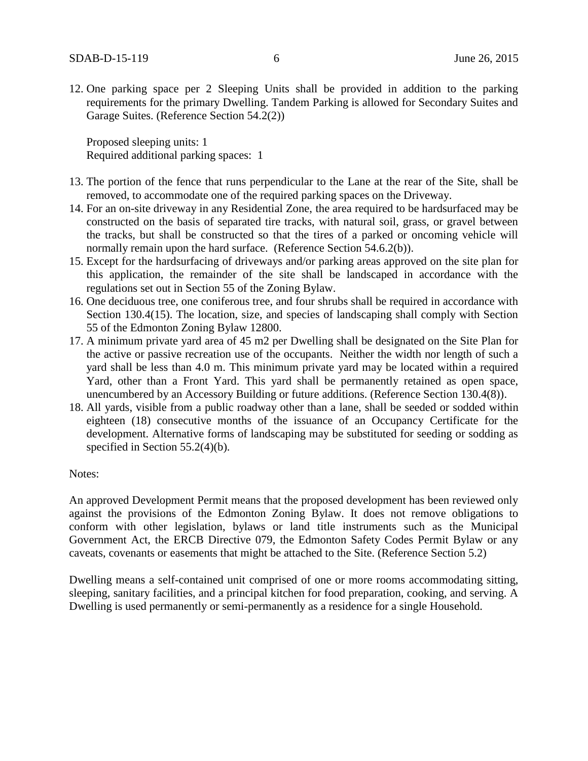12. One parking space per 2 Sleeping Units shall be provided in addition to the parking requirements for the primary Dwelling. Tandem Parking is allowed for Secondary Suites and Garage Suites. (Reference Section 54.2(2))

    Proposed sleeping units: 1
    Required additional parking spaces: 1

13. The portion of the fence that runs perpendicular to the Lane at the rear of the Site, shall be removed, to accommodate one of the required parking spaces on the Driveway.
14. For an on-site driveway in any Residential Zone, the area required to be hardsurfaced may be constructed on the basis of separated tire tracks, with natural soil, grass, or gravel between the tracks, but shall be constructed so that the tires of a parked or oncoming vehicle will normally remain upon the hard surface. (Reference Section 54.6.2(b)).
15. Except for the hardsurfacing of driveways and/or parking areas approved on the site plan for this application, the remainder of the site shall be landscaped in accordance with the regulations set out in Section 55 of the Zoning Bylaw.
16. One deciduous tree, one coniferous tree, and four shrubs shall be required in accordance with Section 130.4(15). The location, size, and species of landscaping shall comply with Section 55 of the Edmonton Zoning Bylaw 12800.
17. A minimum private yard area of 45 m2 per Dwelling shall be designated on the Site Plan for the active or passive recreation use of the occupants. Neither the width nor length of such a yard shall be less than 4.0 m. This minimum private yard may be located within a required Yard, other than a Front Yard. This yard shall be permanently retained as open space, unencumbered by an Accessory Building or future additions. (Reference Section 130.4(8)).
18. All yards, visible from a public roadway other than a lane, shall be seeded or sodded within eighteen (18) consecutive months of the issuance of an Occupancy Certificate for the development. Alternative forms of landscaping may be substituted for seeding or sodding as specified in Section 55.2(4)(b).

Notes:

An approved Development Permit means that the proposed development has been reviewed only against the provisions of the Edmonton Zoning Bylaw. It does not remove obligations to conform with other legislation, bylaws or land title instruments such as the Municipal Government Act, the ERCB Directive 079, the Edmonton Safety Codes Permit Bylaw or any caveats, covenants or easements that might be attached to the Site. (Reference Section 5.2)

Dwelling means a self-contained unit comprised of one or more rooms accommodating sitting, sleeping, sanitary facilities, and a principal kitchen for food preparation, cooking, and serving. A Dwelling is used permanently or semi-permanently as a residence for a single Household.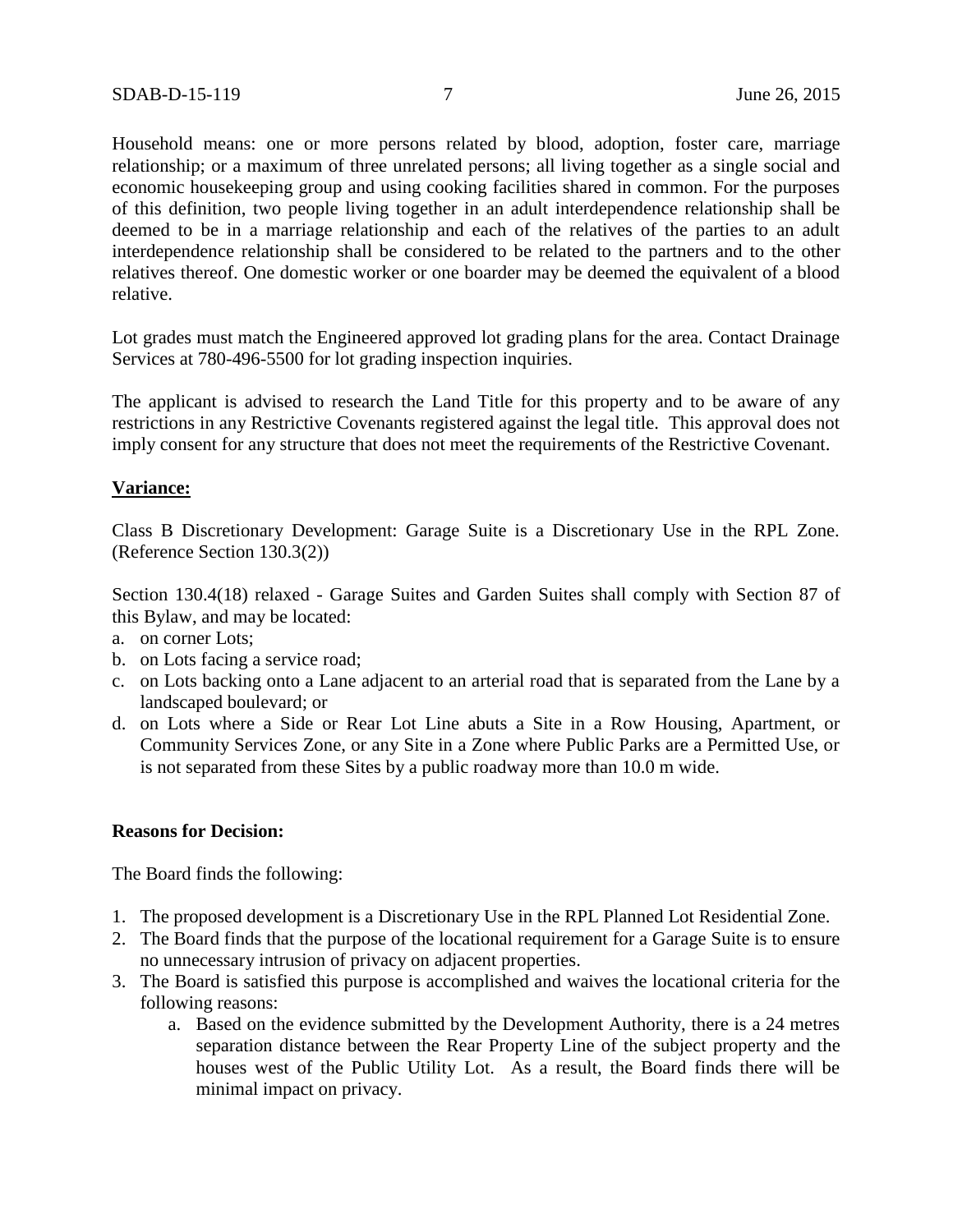Household means: one or more persons related by blood, adoption, foster care, marriage relationship; or a maximum of three unrelated persons; all living together as a single social and economic housekeeping group and using cooking facilities shared in common. For the purposes of this definition, two people living together in an adult interdependence relationship shall be deemed to be in a marriage relationship and each of the relatives of the parties to an adult interdependence relationship shall be considered to be related to the partners and to the other relatives thereof. One domestic worker or one boarder may be deemed the equivalent of a blood relative.

Lot grades must match the Engineered approved lot grading plans for the area. Contact Drainage Services at 780-496-5500 for lot grading inspection inquiries.

The applicant is advised to research the Land Title for this property and to be aware of any restrictions in any Restrictive Covenants registered against the legal title. This approval does not imply consent for any structure that does not meet the requirements of the Restrictive Covenant.

**Variance:**

Class B Discretionary Development: Garage Suite is a Discretionary Use in the RPL Zone. (Reference Section 130.3(2))

Section 130.4(18) relaxed - Garage Suites and Garden Suites shall comply with Section 87 of this Bylaw, and may be located:

a. on corner Lots;
b. on Lots facing a service road;
c. on Lots backing onto a Lane adjacent to an arterial road that is separated from the Lane by a landscaped boulevard; or
d. on Lots where a Side or Rear Lot Line abuts a Site in a Row Housing, Apartment, or Community Services Zone, or any Site in a Zone where Public Parks are a Permitted Use, or is not separated from these Sites by a public roadway more than 10.0 m wide.

**Reasons for Decision:**

The Board finds the following:

1. The proposed development is a Discretionary Use in the RPL Planned Lot Residential Zone.
2. The Board finds that the purpose of the locational requirement for a Garage Suite is to ensure no unnecessary intrusion of privacy on adjacent properties.
3. The Board is satisfied this purpose is accomplished and waives the locational criteria for the following reasons:
   a. Based on the evidence submitted by the Development Authority, there is a 24 metres separation distance between the Rear Property Line of the subject property and the houses west of the Public Utility Lot. As a result, the Board finds there will be minimal impact on privacy.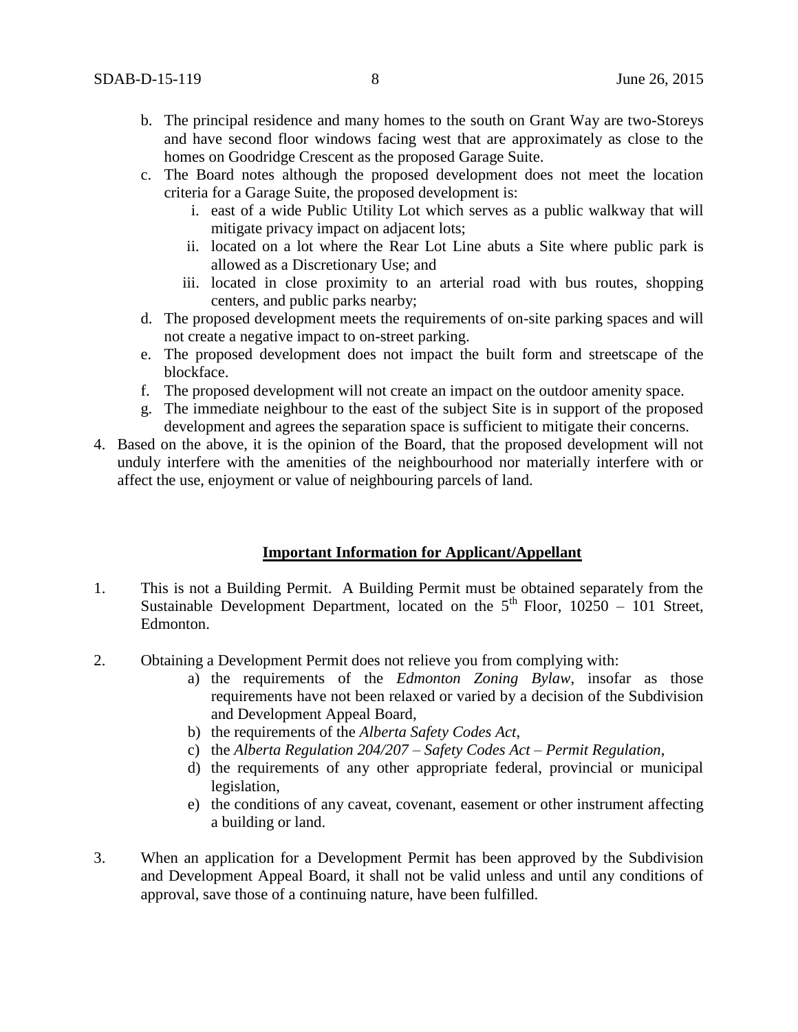b. The principal residence and many homes to the south on Grant Way are two-Storeys and have second floor windows facing west that are approximately as close to the homes on Goodridge Crescent as the proposed Garage Suite.
   c. The Board notes although the proposed development does not meet the location criteria for a Garage Suite, the proposed development is:
      i. east of a wide Public Utility Lot which serves as a public walkway that will mitigate privacy impact on adjacent lots;
      ii. located on a lot where the Rear Lot Line abuts a Site where public park is allowed as a Discretionary Use; and
      iii. located in close proximity to an arterial road with bus routes, shopping centers, and public parks nearby;
   d. The proposed development meets the requirements of on-site parking spaces and will not create a negative impact to on-street parking.
   e. The proposed development does not impact the built form and streetscape of the blockface.
   f. The proposed development will not create an impact on the outdoor amenity space.
   g. The immediate neighbour to the east of the subject Site is in support of the proposed development and agrees the separation space is sufficient to mitigate their concerns.

4. Based on the above, it is the opinion of the Board, that the proposed development will not unduly interfere with the amenities of the neighbourhood nor materially interfere with or affect the use, enjoyment or value of neighbouring parcels of land.

**Important Information for Applicant/Appellant**

1. This is not a Building Permit. A Building Permit must be obtained separately from the Sustainable Development Department, located on the 5th Floor, 10250 – 101 Street, Edmonton.

2. Obtaining a Development Permit does not relieve you from complying with:
   a) the requirements of the *Edmonton Zoning Bylaw*, insofar as those requirements have not been relaxed or varied by a decision of the Subdivision and Development Appeal Board,
   b) the requirements of the *Alberta Safety Codes Act*,
   c) the *Alberta Regulation 204/207 – Safety Codes Act – Permit Regulation*,
   d) the requirements of any other appropriate federal, provincial or municipal legislation,
   e) the conditions of any caveat, covenant, easement or other instrument affecting a building or land.

3. When an application for a Development Permit has been approved by the Subdivision and Development Appeal Board, it shall not be valid unless and until any conditions of approval, save those of a continuing nature, have been fulfilled.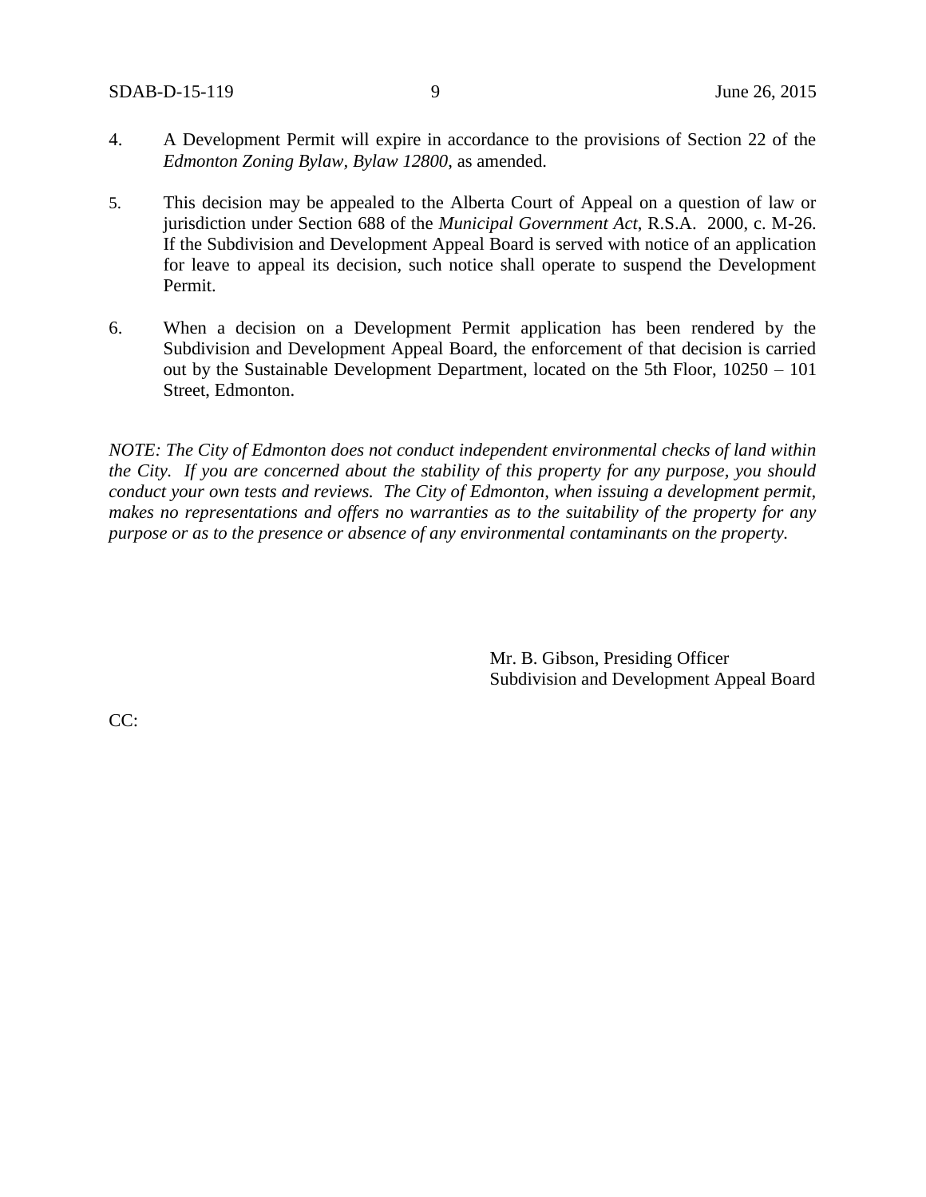4. A Development Permit will expire in accordance to the provisions of Section 22 of the *Edmonton Zoning Bylaw, Bylaw 12800*, as amended.

5. This decision may be appealed to the Alberta Court of Appeal on a question of law or jurisdiction under Section 688 of the *Municipal Government Act*, R.S.A. 2000, c. M-26. If the Subdivision and Development Appeal Board is served with notice of an application for leave to appeal its decision, such notice shall operate to suspend the Development Permit.

6. When a decision on a Development Permit application has been rendered by the Subdivision and Development Appeal Board, the enforcement of that decision is carried out by the Sustainable Development Department, located on the 5th Floor, 10250 – 101 Street, Edmonton.

*NOTE: The City of Edmonton does not conduct independent environmental checks of land within the City. If you are concerned about the stability of this property for any purpose, you should conduct your own tests and reviews. The City of Edmonton, when issuing a development permit, makes no representations and offers no warranties as to the suitability of the property for any purpose or as to the presence or absence of any environmental contaminants on the property.*

Mr. B. Gibson, Presiding Officer
Subdivision and Development Appeal Board

CC: